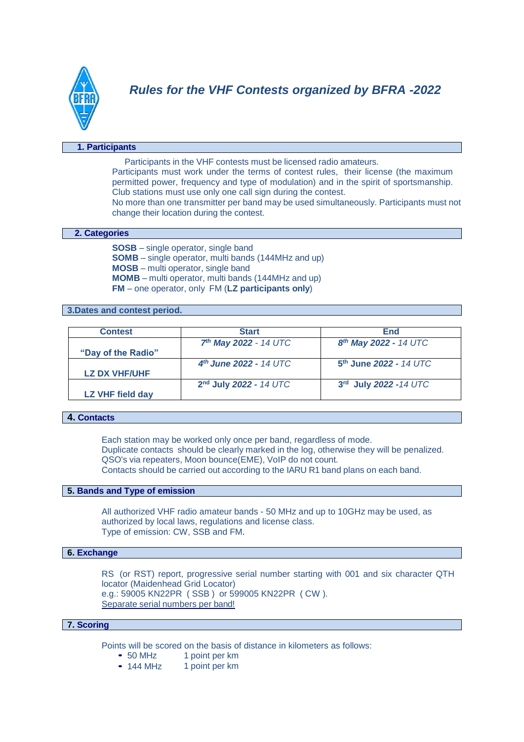# *Rules for the VHF Contests organized by BFRA -2022*

## 1. Participants

Participants in the VHF contests must be licensed radio amateurs.
Participants must work under the terms of contest rules, their license (the maximum permitted power, frequency and type of modulation) and in the spirit of sportsmanship.
Club stations must use only one call sign during the contest.
No more than one transmitter per band may be used simultaneously. Participants must not change their location during the contest.

## 2. Categories

**SOSB** – single operator, single band
**SOMB** – single operator, multi bands (144MHz and up)
**MOSB** – multi operator, single band
**MOMB** – multi operator, multi bands (144MHz and up)
**FM** – one operator, only FM (**LZ participants only**)

## 3.Dates and contest period.

| Contest | Start | End |
|---|---|---|
| "Day of the Radio" | *7th May 2022 - 14 UTC* | *8th May 2022 - 14 UTC* |
| LZ DX VHF/UHF | *4th June 2022 - 14 UTC* | 5th June *2022 - 14 UTC* |
| LZ VHF field day | 2nd July *2022 - 14 UTC* | 3rd July *2022 -14 UTC* |

## 4. Contacts

Each station may be worked only once per band, regardless of mode.
Duplicate contacts should be clearly marked in the log, otherwise they will be penalized.
QSO's via repeaters, Moon bounce(EME), VoIP do not count.
Contacts should be carried out according to the IARU R1 band plans on each band.

## 5. Bands and Type of emission

All authorized VHF radio amateur bands - 50 MHz and up to 10GHz may be used, as authorized by local laws, regulations and license class.
Type of emission: CW, SSB and FM.

## 6. Exchange

RS (or RST) report, progressive serial number starting with 001 and six character QTH locator (Maidenhead Grid Locator)
e.g.: 59005 KN22PR ( SSB ) or 599005 KN22PR ( CW ).
Separate serial numbers per band!

## 7. Scoring

Points will be scored on the basis of distance in kilometers as follows:

- 50 MHz 1 point per km
- 144 MHz 1 point per km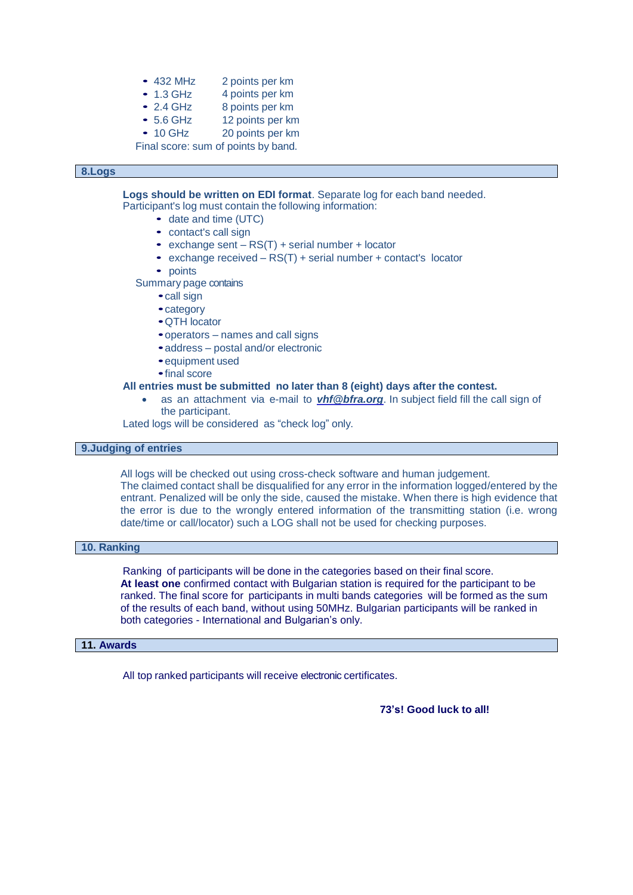- 432 MHz 2 points per km
- 1.3 GHz 4 points per km
- 2.4 GHz 8 points per km
- 5.6 GHz 12 points per km
- 10 GHz 20 points per km

Final score: sum of points by band.

## 8.Logs

**Logs should be written on EDI format**. Separate log for each band needed.
Participant's log must contain the following information:

- date and time (UTC)
- contact's call sign
- exchange sent – RS(T) + serial number + locator
- exchange received – RS(T) + serial number + contact's locator
- points

Summary page contains

- call sign
- category
- QTH locator
- operators – names and call signs
- address – postal and/or electronic
- equipment used
- final score

**All entries must be submitted no later than 8 (eight) days after the contest.**

- as an attachment via e-mail to ***vhf@bfra.org***. In subject field fill the call sign of the participant.

Lated logs will be considered as "check log" only.

## 9.Judging of entries

All logs will be checked out using cross-check software and human judgement.
The claimed contact shall be disqualified for any error in the information logged/entered by the entrant. Penalized will be only the side, caused the mistake. When there is high evidence that the error is due to the wrongly entered information of the transmitting station (i.e. wrong date/time or call/locator) such a LOG shall not be used for checking purposes.

## 10. Ranking

Ranking of participants will be done in the categories based on their final score.
**At least one** confirmed contact with Bulgarian station is required for the participant to be ranked. The final score for participants in multi bands categories will be formed as the sum of the results of each band, without using 50MHz. Bulgarian participants will be ranked in both categories - International and Bulgarian's only.

## 11. Awards

All top ranked participants will receive electronic certificates.

**73's! Good luck to all!**